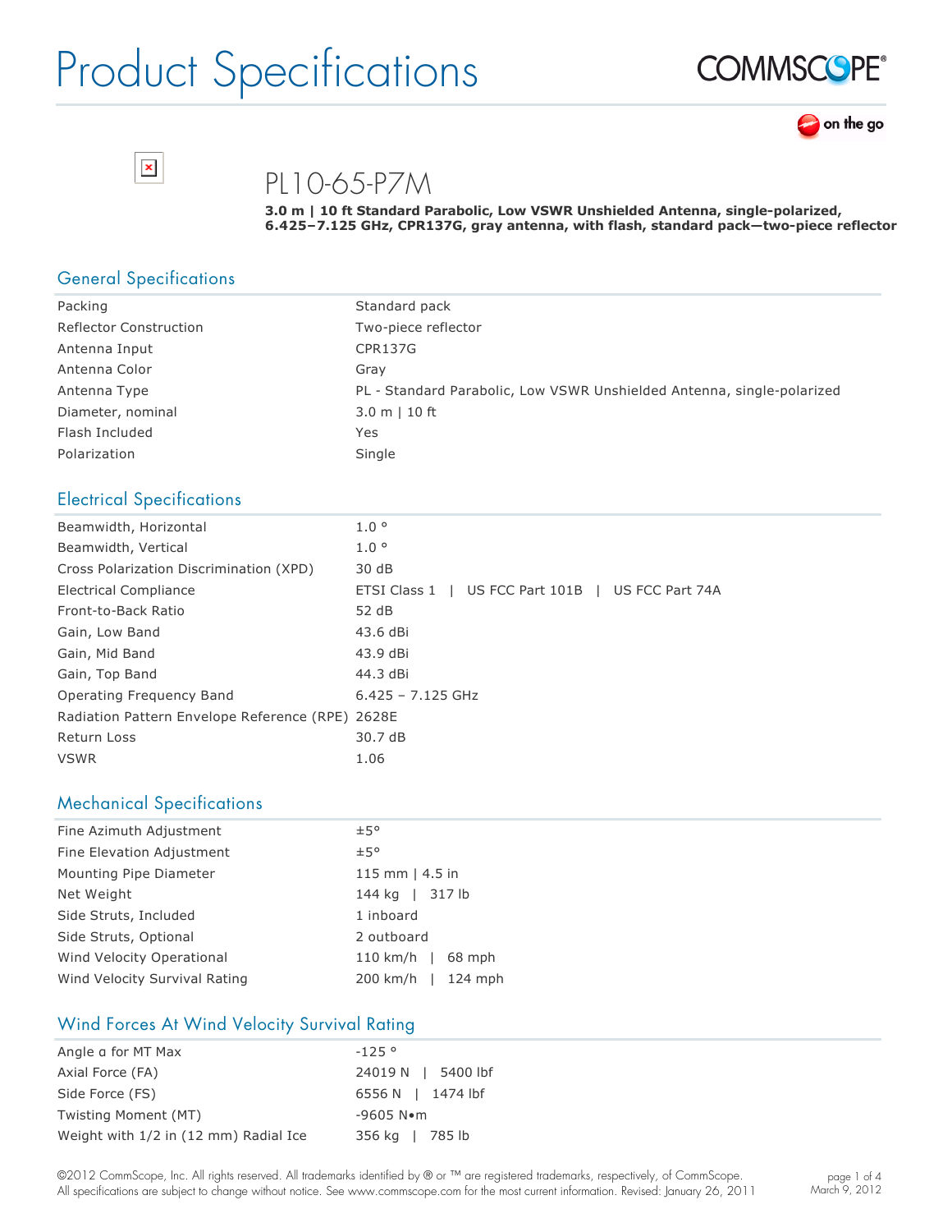# Product Specifications

## PL10-65-P7M

**3.0 m | 10 ft Standard Parabolic, Low VSWR Unshielded Antenna, single-polarized, 6.425–7.125 GHz, CPR137G, gray antenna, with flash, standard pack—two-piece reflector**

## General Specifications

| | |
|---|---|
| Packing | Standard pack |
| Reflector Construction | Two-piece reflector |
| Antenna Input | CPR137G |
| Antenna Color | Gray |
| Antenna Type | PL - Standard Parabolic, Low VSWR Unshielded Antenna, single-polarized |
| Diameter, nominal | 3.0 m \| 10 ft |
| Flash Included | Yes |
| Polarization | Single |

## Electrical Specifications

| | |
|---|---|
| Beamwidth, Horizontal | 1.0 ° |
| Beamwidth, Vertical | 1.0 ° |
| Cross Polarization Discrimination (XPD) | 30 dB |
| Electrical Compliance | ETSI Class 1 \| US FCC Part 101B \| US FCC Part 74A |
| Front-to-Back Ratio | 52 dB |
| Gain, Low Band | 43.6 dBi |
| Gain, Mid Band | 43.9 dBi |
| Gain, Top Band | 44.3 dBi |
| Operating Frequency Band | 6.425 – 7.125 GHz |
| Radiation Pattern Envelope Reference (RPE) | 2628E |
| Return Loss | 30.7 dB |
| VSWR | 1.06 |

## Mechanical Specifications

| | |
|---|---|
| Fine Azimuth Adjustment | ±5° |
| Fine Elevation Adjustment | ±5° |
| Mounting Pipe Diameter | 115 mm \| 4.5 in |
| Net Weight | 144 kg \| 317 lb |
| Side Struts, Included | 1 inboard |
| Side Struts, Optional | 2 outboard |
| Wind Velocity Operational | 110 km/h \| 68 mph |
| Wind Velocity Survival Rating | 200 km/h \| 124 mph |

## Wind Forces At Wind Velocity Survival Rating

| | |
|---|---|
| Angle α for MT Max | -125 ° |
| Axial Force (FA) | 24019 N \| 5400 lbf |
| Side Force (FS) | 6556 N \| 1474 lbf |
| Twisting Moment (MT) | -9605 N•m |
| Weight with 1/2 in (12 mm) Radial Ice | 356 kg \| 785 lb |

©2012 CommScope, Inc. All rights reserved. All trademarks identified by ® or ™ are registered trademarks, respectively, of CommScope. All specifications are subject to change without notice. See www.commscope.com for the most current information. Revised: January 26, 2011

March 9, 2012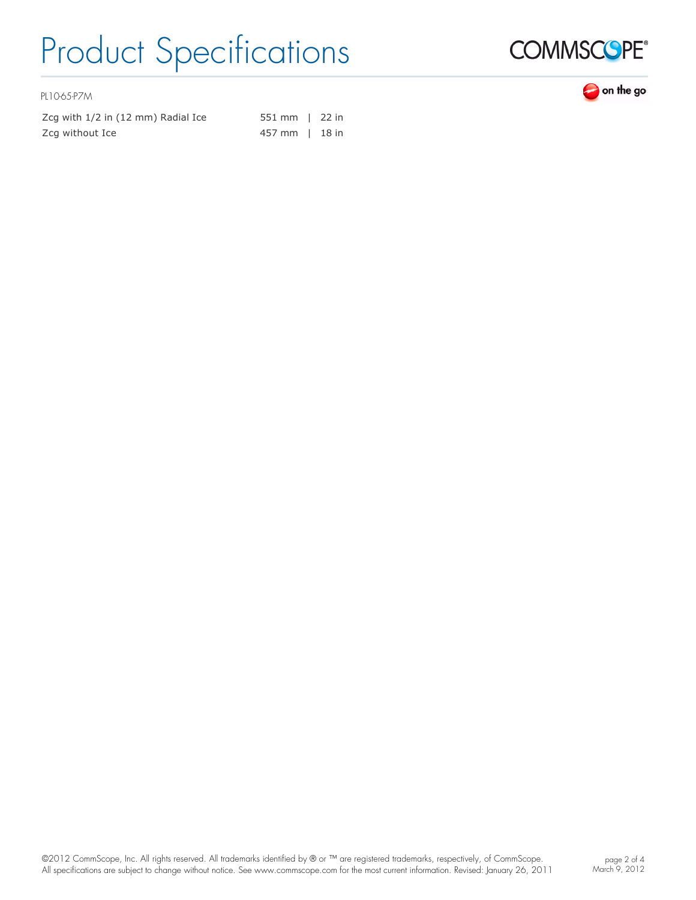| | |
|---|---|
| Zcg with 1/2 in (12 mm) Radial Ice | 551 mm \| 22 in |
| Zcg without Ice | 457 mm \| 18 in |

©2012 CommScope, Inc. All rights reserved. All trademarks identified by ® or ™ are registered trademarks, respectively, of CommScope. All specifications are subject to change without notice. See www.commscope.com for the most current information. Revised: January 26, 2011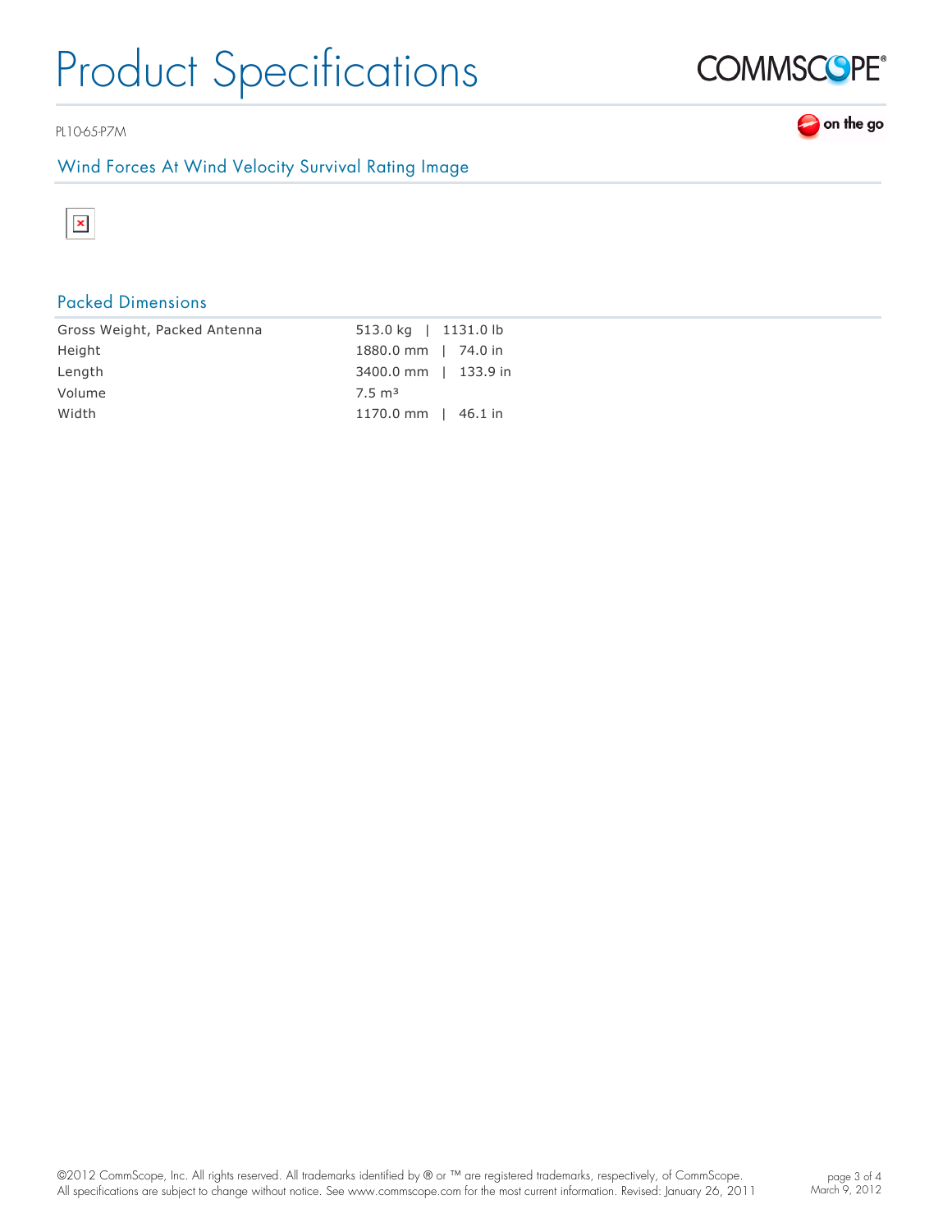## Wind Forces At Wind Velocity Survival Rating Image

## Packed Dimensions

| | |
|---|---|
| Gross Weight, Packed Antenna | 513.0 kg \| 1131.0 lb |
| Height | 1880.0 mm \| 74.0 in |
| Length | 3400.0 mm \| 133.9 in |
| Volume | 7.5 m³ |
| Width | 1170.0 mm \| 46.1 in |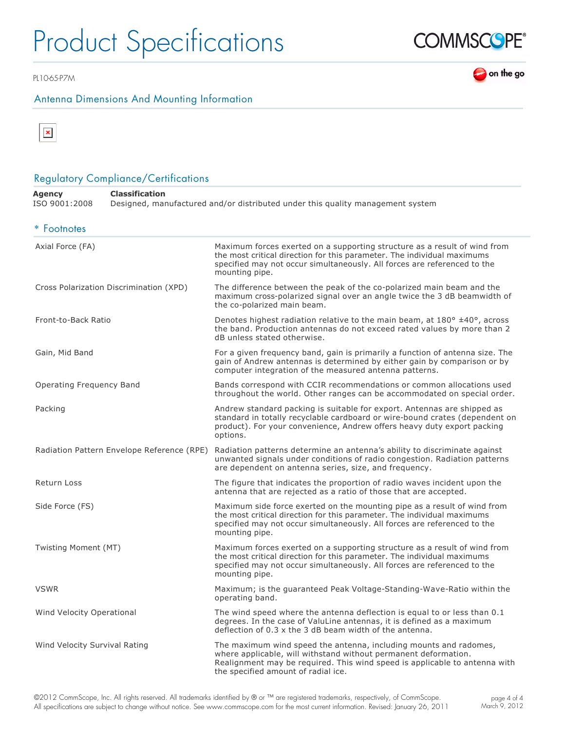# Product Specifications

PL10-65-P7M

## Antenna Dimensions And Mounting Information

## Regulatory Compliance/Certifications

| Agency | Classification |
| --- | --- |
| ISO 9001:2008 | Designed, manufactured and/or distributed under this quality management system |

## * Footnotes

| | |
| --- | --- |
| Axial Force (FA) | Maximum forces exerted on a supporting structure as a result of wind from the most critical direction for this parameter. The individual maximums specified may not occur simultaneously. All forces are referenced to the mounting pipe. |
| Cross Polarization Discrimination (XPD) | The difference between the peak of the co-polarized main beam and the maximum cross-polarized signal over an angle twice the 3 dB beamwidth of the co-polarized main beam. |
| Front-to-Back Ratio | Denotes highest radiation relative to the main beam, at 180° ±40°, across the band. Production antennas do not exceed rated values by more than 2 dB unless stated otherwise. |
| Gain, Mid Band | For a given frequency band, gain is primarily a function of antenna size. The gain of Andrew antennas is determined by either gain by comparison or by computer integration of the measured antenna patterns. |
| Operating Frequency Band | Bands correspond with CCIR recommendations or common allocations used throughout the world. Other ranges can be accommodated on special order. |
| Packing | Andrew standard packing is suitable for export. Antennas are shipped as standard in totally recyclable cardboard or wire-bound crates (dependent on product). For your convenience, Andrew offers heavy duty export packing options. |
| Radiation Pattern Envelope Reference (RPE) | Radiation patterns determine an antenna's ability to discriminate against unwanted signals under conditions of radio congestion. Radiation patterns are dependent on antenna series, size, and frequency. |
| Return Loss | The figure that indicates the proportion of radio waves incident upon the antenna that are rejected as a ratio of those that are accepted. |
| Side Force (FS) | Maximum side force exerted on the mounting pipe as a result of wind from the most critical direction for this parameter. The individual maximums specified may not occur simultaneously. All forces are referenced to the mounting pipe. |
| Twisting Moment (MT) | Maximum forces exerted on a supporting structure as a result of wind from the most critical direction for this parameter. The individual maximums specified may not occur simultaneously. All forces are referenced to the mounting pipe. |
| VSWR | Maximum; is the guaranteed Peak Voltage-Standing-Wave-Ratio within the operating band. |
| Wind Velocity Operational | The wind speed where the antenna deflection is equal to or less than 0.1 degrees. In the case of ValuLine antennas, it is defined as a maximum deflection of 0.3 x the 3 dB beam width of the antenna. |
| Wind Velocity Survival Rating | The maximum wind speed the antenna, including mounts and radomes, where applicable, will withstand without permanent deformation. Realignment may be required. This wind speed is applicable to antenna with the specified amount of radial ice. |

©2012 CommScope, Inc. All rights reserved. All trademarks identified by ® or ™ are registered trademarks, respectively, of CommScope. All specifications are subject to change without notice. See www.commscope.com for the most current information. Revised: January 26, 2011

March 9, 2012